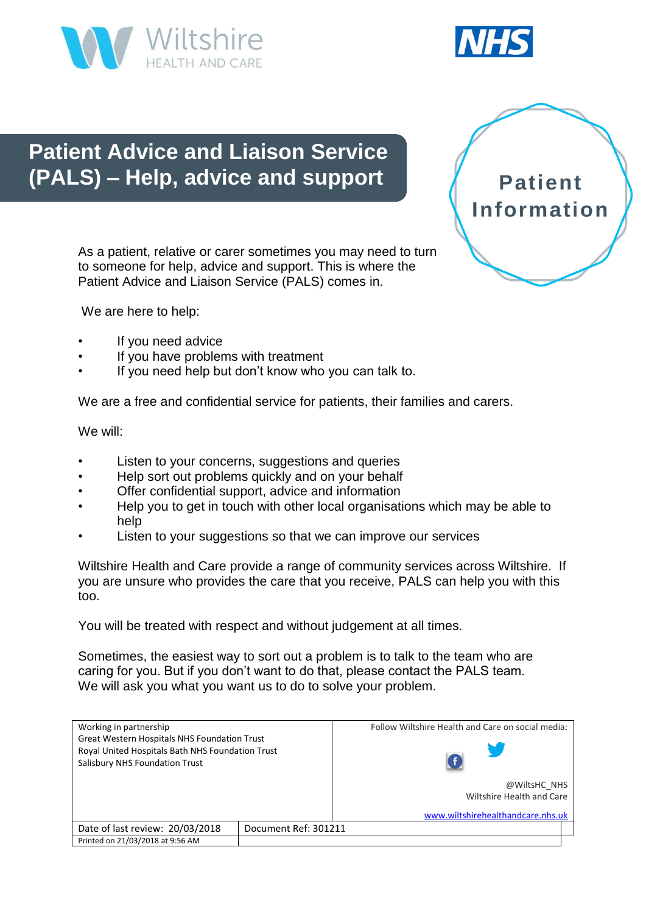Wiltshire HEALTH AND CARE

NHS

# Patient Advice and Liaison Service (PALS) – Help, advice and support

**Patient Information**

As a patient, relative or carer sometimes you may need to turn to someone for help, advice and support. This is where the Patient Advice and Liaison Service (PALS) comes in.

We are here to help:

- If you need advice
- If you have problems with treatment
- If you need help but don't know who you can talk to.

We are a free and confidential service for patients, their families and carers.

We will:

- Listen to your concerns, suggestions and queries
- Help sort out problems quickly and on your behalf
- Offer confidential support, advice and information
- Help you to get in touch with other local organisations which may be able to help
- Listen to your suggestions so that we can improve our services

Wiltshire Health and Care provide a range of community services across Wiltshire. If you are unsure who provides the care that you receive, PALS can help you with this too.

You will be treated with respect and without judgement at all times.

Sometimes, the easiest way to sort out a problem is to talk to the team who are caring for you. But if you don't want to do that, please contact the PALS team. We will ask you what you want us to do to solve your problem.

| Working in partnership<br>Great Western Hospitals NHS Foundation Trust<br>Royal United Hospitals Bath NHS Foundation Trust<br>Salisbury NHS Foundation Trust | | Follow Wiltshire Health and Care on social media:<br>@WiltsHC_NHS<br>Wiltshire Health and Care<br>www.wiltshirehealthandcare.nhs.uk |
|---|---|---|
| Date of last review: 20/03/2018 | Document Ref: 301211 | |
| Printed on 21/03/2018 at 9:56 AM | | |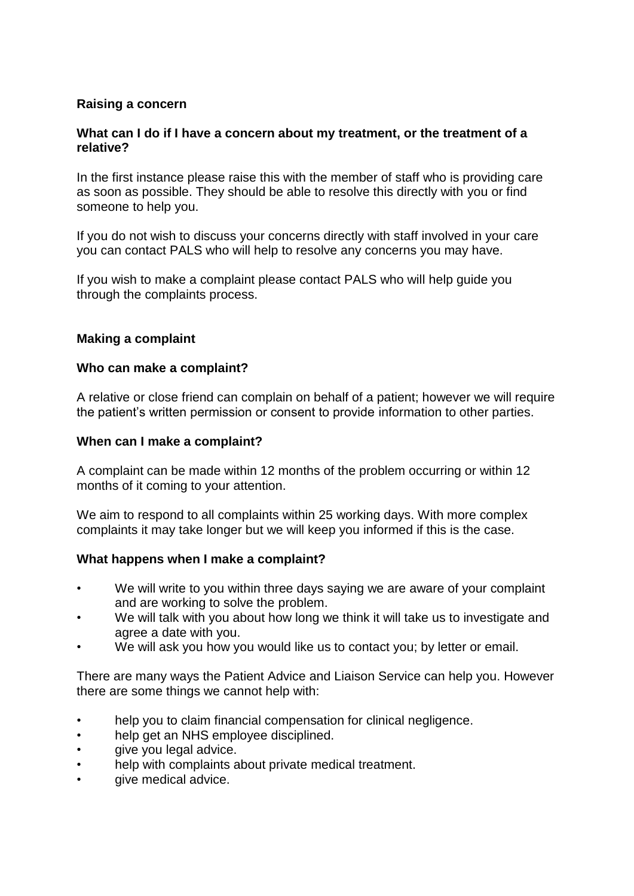## Raising a concern

### What can I do if I have a concern about my treatment, or the treatment of a relative?

In the first instance please raise this with the member of staff who is providing care as soon as possible. They should be able to resolve this directly with you or find someone to help you.

If you do not wish to discuss your concerns directly with staff involved in your care you can contact PALS who will help to resolve any concerns you may have.

If you wish to make a complaint please contact PALS who will help guide you through the complaints process.

## Making a complaint

### Who can make a complaint?

A relative or close friend can complain on behalf of a patient; however we will require the patient's written permission or consent to provide information to other parties.

### When can I make a complaint?

A complaint can be made within 12 months of the problem occurring or within 12 months of it coming to your attention.

We aim to respond to all complaints within 25 working days. With more complex complaints it may take longer but we will keep you informed if this is the case.

### What happens when I make a complaint?

- We will write to you within three days saying we are aware of your complaint and are working to solve the problem.
- We will talk with you about how long we think it will take us to investigate and agree a date with you.
- We will ask you how you would like us to contact you; by letter or email.

There are many ways the Patient Advice and Liaison Service can help you. However there are some things we cannot help with:

- help you to claim financial compensation for clinical negligence.
- help get an NHS employee disciplined.
- give you legal advice.
- help with complaints about private medical treatment.
- give medical advice.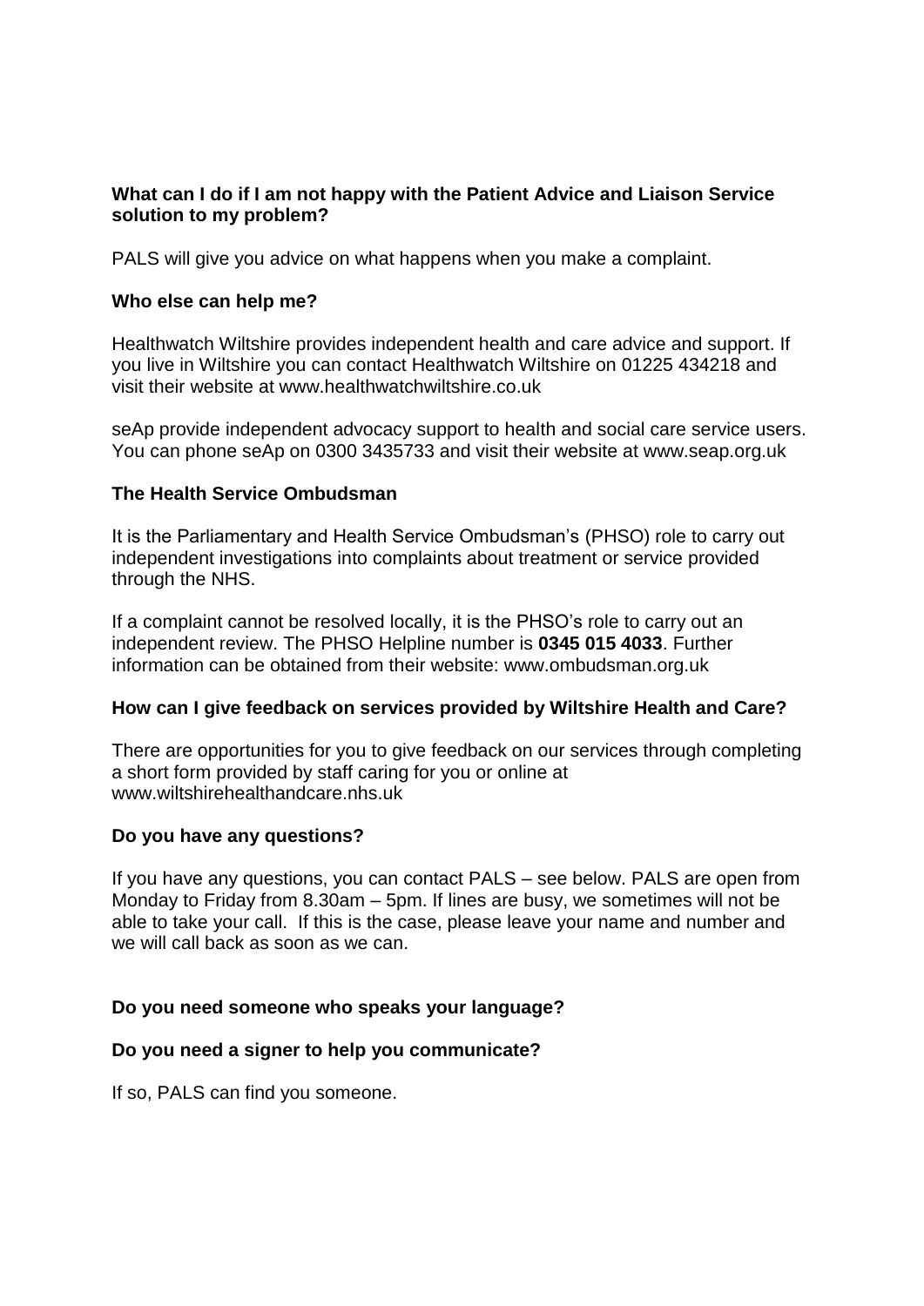**What can I do if I am not happy with the Patient Advice and Liaison Service solution to my problem?**

PALS will give you advice on what happens when you make a complaint.

**Who else can help me?**

Healthwatch Wiltshire provides independent health and care advice and support. If you live in Wiltshire you can contact Healthwatch Wiltshire on 01225 434218 and visit their website at www.healthwatchwiltshire.co.uk

seAp provide independent advocacy support to health and social care service users. You can phone seAp on 0300 3435733 and visit their website at www.seap.org.uk

**The Health Service Ombudsman**

It is the Parliamentary and Health Service Ombudsman's (PHSO) role to carry out independent investigations into complaints about treatment or service provided through the NHS.

If a complaint cannot be resolved locally, it is the PHSO's role to carry out an independent review. The PHSO Helpline number is **0345 015 4033**. Further information can be obtained from their website: www.ombudsman.org.uk

**How can I give feedback on services provided by Wiltshire Health and Care?**

There are opportunities for you to give feedback on our services through completing a short form provided by staff caring for you or online at www.wiltshirehealthandcare.nhs.uk

**Do you have any questions?**

If you have any questions, you can contact PALS – see below. PALS are open from Monday to Friday from 8.30am – 5pm. If lines are busy, we sometimes will not be able to take your call. If this is the case, please leave your name and number and we will call back as soon as we can.

**Do you need someone who speaks your language?**

**Do you need a signer to help you communicate?**

If so, PALS can find you someone.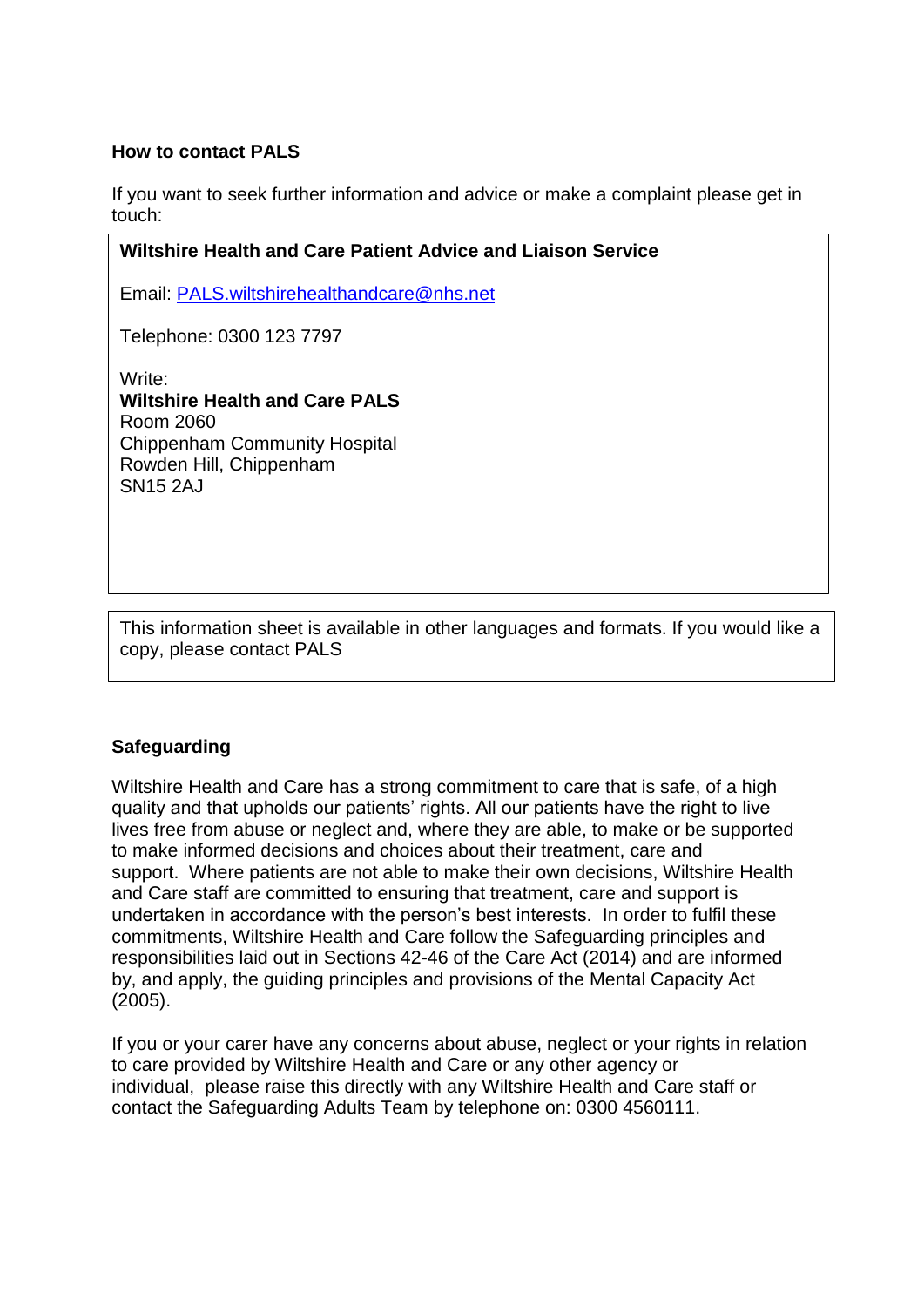### How to contact PALS

If you want to seek further information and advice or make a complaint please get in touch:

**Wiltshire Health and Care Patient Advice and Liaison Service**

Email: PALS.wiltshirehealthandcare@nhs.net

Telephone: 0300 123 7797

Write:
**Wiltshire Health and Care PALS**
Room 2060
Chippenham Community Hospital
Rowden Hill, Chippenham
SN15 2AJ

This information sheet is available in other languages and formats. If you would like a copy, please contact PALS

### Safeguarding

Wiltshire Health and Care has a strong commitment to care that is safe, of a high quality and that upholds our patients' rights. All our patients have the right to live lives free from abuse or neglect and, where they are able, to make or be supported to make informed decisions and choices about their treatment, care and support. Where patients are not able to make their own decisions, Wiltshire Health and Care staff are committed to ensuring that treatment, care and support is undertaken in accordance with the person's best interests. In order to fulfil these commitments, Wiltshire Health and Care follow the Safeguarding principles and responsibilities laid out in Sections 42-46 of the Care Act (2014) and are informed by, and apply, the guiding principles and provisions of the Mental Capacity Act (2005).

If you or your carer have any concerns about abuse, neglect or your rights in relation to care provided by Wiltshire Health and Care or any other agency or individual, please raise this directly with any Wiltshire Health and Care staff or contact the Safeguarding Adults Team by telephone on: 0300 4560111.